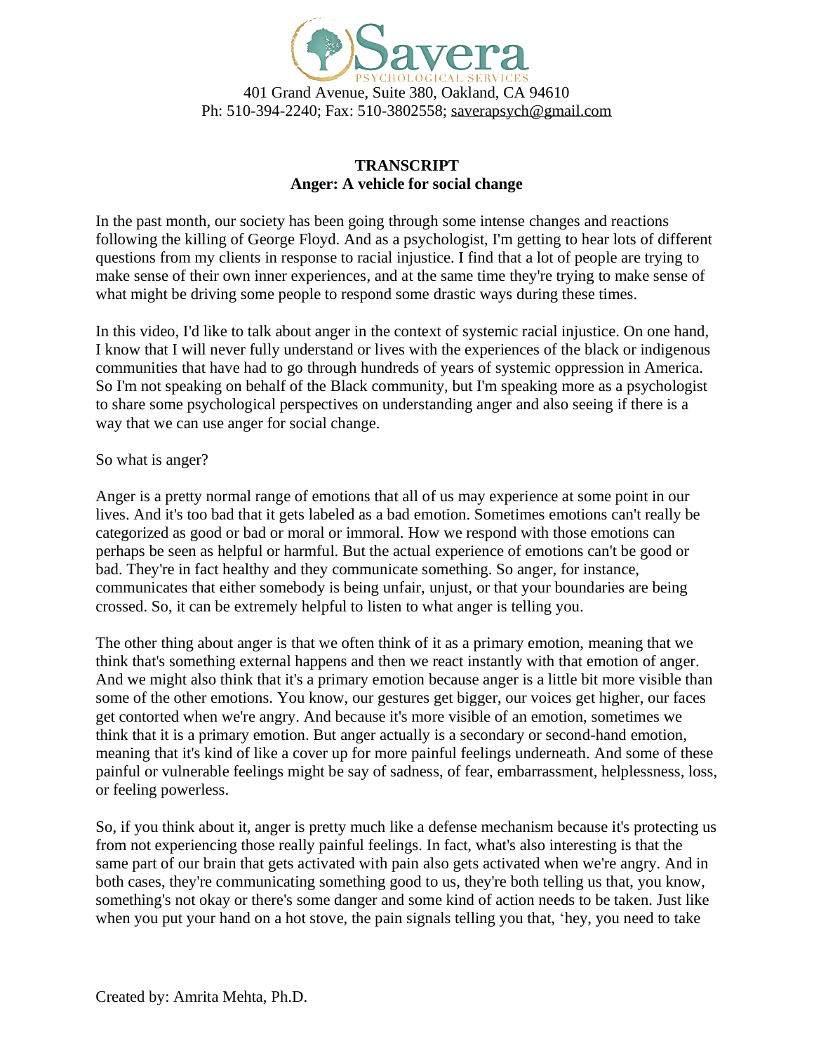Savera

PSYCHOLOGICAL SERVICES

401 Grand Avenue, Suite 380, Oakland, CA 94610
Ph: 510-394-2240; Fax: 510-3802558; saverapsych@gmail.com

**TRANSCRIPT**
**Anger: A vehicle for social change**

In the past month, our society has been going through some intense changes and reactions following the killing of George Floyd. And as a psychologist, I'm getting to hear lots of different questions from my clients in response to racial injustice. I find that a lot of people are trying to make sense of their own inner experiences, and at the same time they're trying to make sense of what might be driving some people to respond some drastic ways during these times.

In this video, I'd like to talk about anger in the context of systemic racial injustice. On one hand, I know that I will never fully understand or lives with the experiences of the black or indigenous communities that have had to go through hundreds of years of systemic oppression in America. So I'm not speaking on behalf of the Black community, but I'm speaking more as a psychologist to share some psychological perspectives on understanding anger and also seeing if there is a way that we can use anger for social change.

So what is anger?

Anger is a pretty normal range of emotions that all of us may experience at some point in our lives. And it's too bad that it gets labeled as a bad emotion. Sometimes emotions can't really be categorized as good or bad or moral or immoral. How we respond with those emotions can perhaps be seen as helpful or harmful. But the actual experience of emotions can't be good or bad. They're in fact healthy and they communicate something. So anger, for instance, communicates that either somebody is being unfair, unjust, or that your boundaries are being crossed. So, it can be extremely helpful to listen to what anger is telling you.

The other thing about anger is that we often think of it as a primary emotion, meaning that we think that's something external happens and then we react instantly with that emotion of anger. And we might also think that it's a primary emotion because anger is a little bit more visible than some of the other emotions. You know, our gestures get bigger, our voices get higher, our faces get contorted when we're angry. And because it's more visible of an emotion, sometimes we think that it is a primary emotion. But anger actually is a secondary or second-hand emotion, meaning that it's kind of like a cover up for more painful feelings underneath. And some of these painful or vulnerable feelings might be say of sadness, of fear, embarrassment, helplessness, loss, or feeling powerless.

So, if you think about it, anger is pretty much like a defense mechanism because it's protecting us from not experiencing those really painful feelings. In fact, what's also interesting is that the same part of our brain that gets activated with pain also gets activated when we're angry. And in both cases, they're communicating something good to us, they're both telling us that, you know, something's not okay or there's some danger and some kind of action needs to be taken. Just like when you put your hand on a hot stove, the pain signals telling you that, 'hey, you need to take

Created by: Amrita Mehta, Ph.D.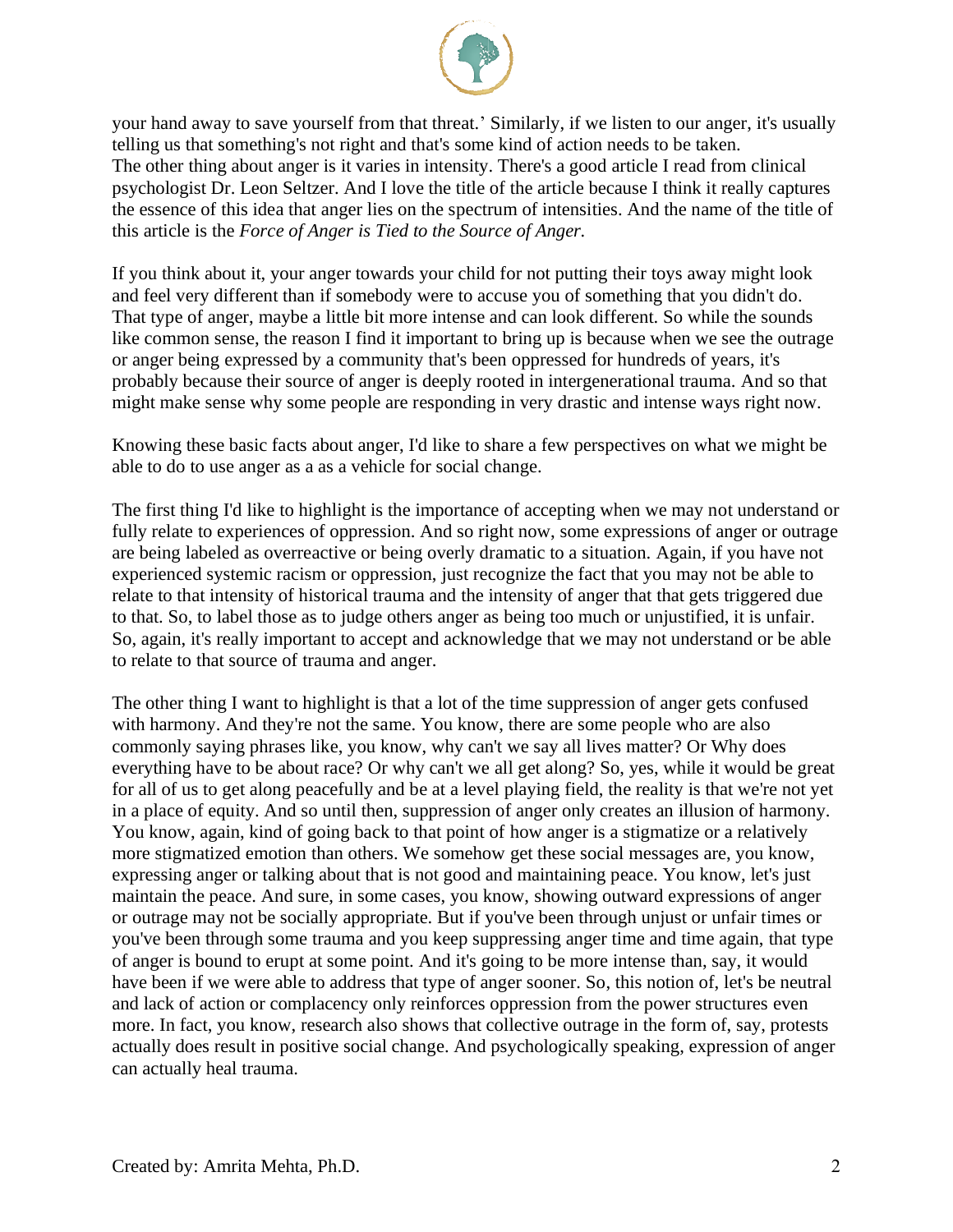your hand away to save yourself from that threat.' Similarly, if we listen to our anger, it's usually telling us that something's not right and that's some kind of action needs to be taken.
The other thing about anger is it varies in intensity. There's a good article I read from clinical psychologist Dr. Leon Seltzer. And I love the title of the article because I think it really captures the essence of this idea that anger lies on the spectrum of intensities. And the name of the title of this article is the *Force of Anger is Tied to the Source of Anger.*

If you think about it, your anger towards your child for not putting their toys away might look and feel very different than if somebody were to accuse you of something that you didn't do. That type of anger, maybe a little bit more intense and can look different. So while the sounds like common sense, the reason I find it important to bring up is because when we see the outrage or anger being expressed by a community that's been oppressed for hundreds of years, it's probably because their source of anger is deeply rooted in intergenerational trauma. And so that might make sense why some people are responding in very drastic and intense ways right now.

Knowing these basic facts about anger, I'd like to share a few perspectives on what we might be able to do to use anger as a as a vehicle for social change.

The first thing I'd like to highlight is the importance of accepting when we may not understand or fully relate to experiences of oppression. And so right now, some expressions of anger or outrage are being labeled as overreactive or being overly dramatic to a situation. Again, if you have not experienced systemic racism or oppression, just recognize the fact that you may not be able to relate to that intensity of historical trauma and the intensity of anger that that gets triggered due to that. So, to label those as to judge others anger as being too much or unjustified, it is unfair. So, again, it's really important to accept and acknowledge that we may not understand or be able to relate to that source of trauma and anger.

The other thing I want to highlight is that a lot of the time suppression of anger gets confused with harmony. And they're not the same. You know, there are some people who are also commonly saying phrases like, you know, why can't we say all lives matter? Or Why does everything have to be about race? Or why can't we all get along? So, yes, while it would be great for all of us to get along peacefully and be at a level playing field, the reality is that we're not yet in a place of equity. And so until then, suppression of anger only creates an illusion of harmony. You know, again, kind of going back to that point of how anger is a stigmatize or a relatively more stigmatized emotion than others. We somehow get these social messages are, you know, expressing anger or talking about that is not good and maintaining peace. You know, let's just maintain the peace. And sure, in some cases, you know, showing outward expressions of anger or outrage may not be socially appropriate. But if you've been through unjust or unfair times or you've been through some trauma and you keep suppressing anger time and time again, that type of anger is bound to erupt at some point. And it's going to be more intense than, say, it would have been if we were able to address that type of anger sooner. So, this notion of, let's be neutral and lack of action or complacency only reinforces oppression from the power structures even more. In fact, you know, research also shows that collective outrage in the form of, say, protests actually does result in positive social change. And psychologically speaking, expression of anger can actually heal trauma.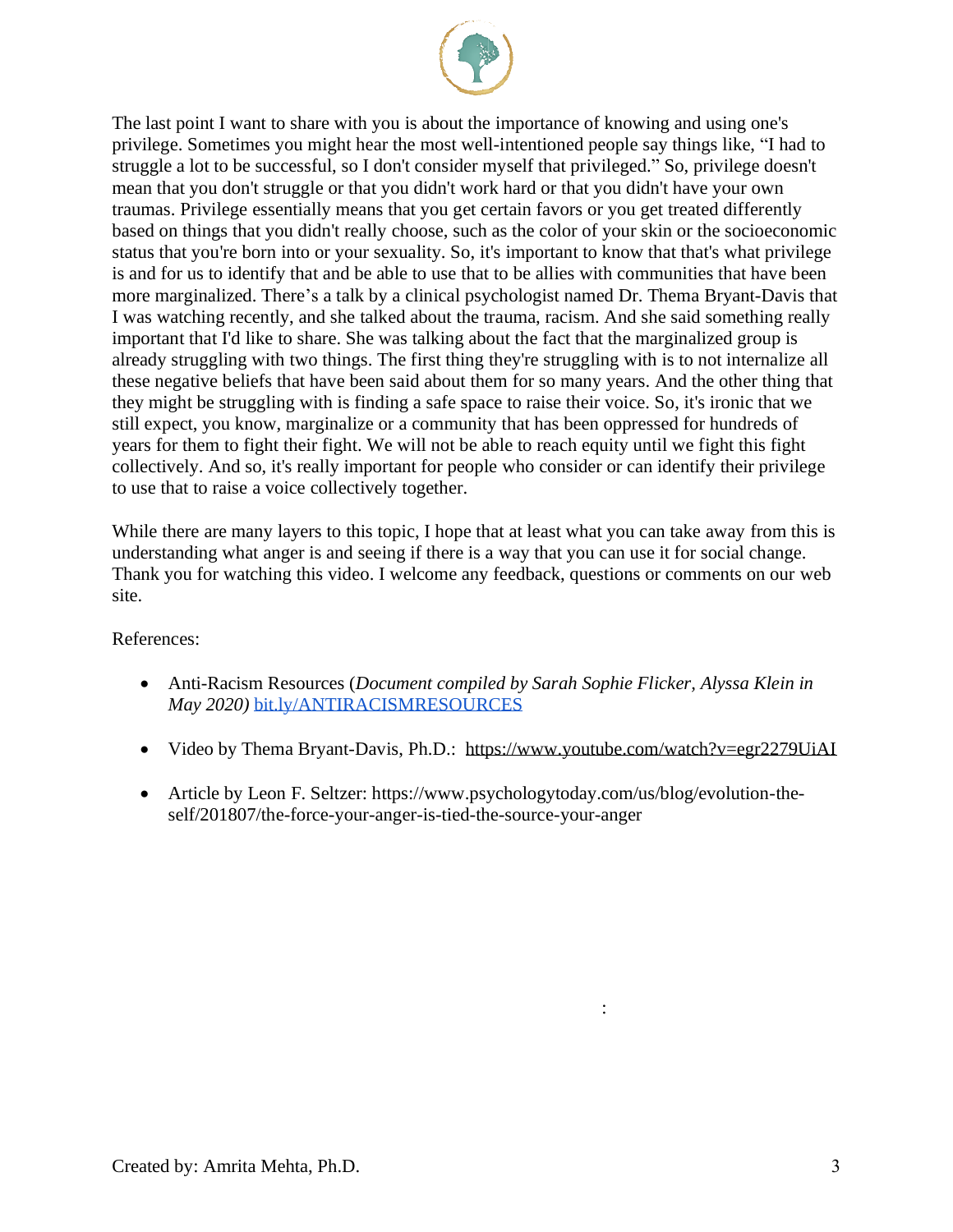The last point I want to share with you is about the importance of knowing and using one's privilege. Sometimes you might hear the most well-intentioned people say things like, "I had to struggle a lot to be successful, so I don't consider myself that privileged." So, privilege doesn't mean that you don't struggle or that you didn't work hard or that you didn't have your own traumas. Privilege essentially means that you get certain favors or you get treated differently based on things that you didn't really choose, such as the color of your skin or the socioeconomic status that you're born into or your sexuality. So, it's important to know that that's what privilege is and for us to identify that and be able to use that to be allies with communities that have been more marginalized. There's a talk by a clinical psychologist named Dr. Thema Bryant-Davis that I was watching recently, and she talked about the trauma, racism. And she said something really important that I'd like to share. She was talking about the fact that the marginalized group is already struggling with two things. The first thing they're struggling with is to not internalize all these negative beliefs that have been said about them for so many years. And the other thing that they might be struggling with is finding a safe space to raise their voice. So, it's ironic that we still expect, you know, marginalize or a community that has been oppressed for hundreds of years for them to fight their fight. We will not be able to reach equity until we fight this fight collectively. And so, it's really important for people who consider or can identify their privilege to use that to raise a voice collectively together.

While there are many layers to this topic, I hope that at least what you can take away from this is understanding what anger is and seeing if there is a way that you can use it for social change. Thank you for watching this video. I welcome any feedback, questions or comments on our web site.

References:

- Anti-Racism Resources (*Document compiled by Sarah Sophie Flicker, Alyssa Klein in May 2020)* bit.ly/ANTIRACISMRESOURCES
- Video by Thema Bryant-Davis, Ph.D.: https://www.youtube.com/watch?v=egr2279UiAI
- Article by Leon F. Seltzer: https://www.psychologytoday.com/us/blog/evolution-the-self/201807/the-force-your-anger-is-tied-the-source-your-anger

:

Created by: Amrita Mehta, Ph.D.